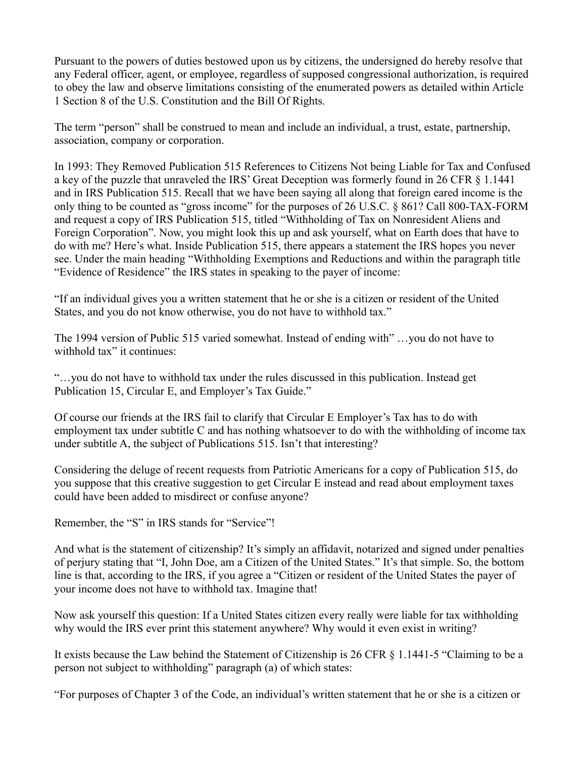Pursuant to the powers of duties bestowed upon us by citizens, the undersigned do hereby resolve that any Federal officer, agent, or employee, regardless of supposed congressional authorization, is required to obey the law and observe limitations consisting of the enumerated powers as detailed within Article 1 Section 8 of the U.S. Constitution and the Bill Of Rights.

The term "person" shall be construed to mean and include an individual, a trust, estate, partnership, association, company or corporation.

In 1993: They Removed Publication 515 References to Citizens Not being Liable for Tax and Confused a key of the puzzle that unraveled the IRS' Great Deception was formerly found in 26 CFR § 1.1441 and in IRS Publication 515. Recall that we have been saying all along that foreign eared income is the only thing to be counted as "gross income" for the purposes of 26 U.S.C. § 861? Call 800-TAX-FORM and request a copy of IRS Publication 515, titled "Withholding of Tax on Nonresident Aliens and Foreign Corporation". Now, you might look this up and ask yourself, what on Earth does that have to do with me? Here's what. Inside Publication 515, there appears a statement the IRS hopes you never see. Under the main heading "Withholding Exemptions and Reductions and within the paragraph title "Evidence of Residence" the IRS states in speaking to the payer of income:

"If an individual gives you a written statement that he or she is a citizen or resident of the United States, and you do not know otherwise, you do not have to withhold tax."

The 1994 version of Public 515 varied somewhat. Instead of ending with" …you do not have to withhold tax" it continues:

"…you do not have to withhold tax under the rules discussed in this publication. Instead get Publication 15, Circular E, and Employer's Tax Guide."

Of course our friends at the IRS fail to clarify that Circular E Employer's Tax has to do with employment tax under subtitle C and has nothing whatsoever to do with the withholding of income tax under subtitle A, the subject of Publications 515. Isn't that interesting?

Considering the deluge of recent requests from Patriotic Americans for a copy of Publication 515, do you suppose that this creative suggestion to get Circular E instead and read about employment taxes could have been added to misdirect or confuse anyone?

Remember, the "S" in IRS stands for "Service"!

And what is the statement of citizenship? It's simply an affidavit, notarized and signed under penalties of perjury stating that "I, John Doe, am a Citizen of the United States." It's that simple. So, the bottom line is that, according to the IRS, if you agree a "Citizen or resident of the United States the payer of your income does not have to withhold tax. Imagine that!

Now ask yourself this question: If a United States citizen every really were liable for tax withholding why would the IRS ever print this statement anywhere? Why would it even exist in writing?

It exists because the Law behind the Statement of Citizenship is 26 CFR § 1.1441-5 "Claiming to be a person not subject to withholding" paragraph (a) of which states:

"For purposes of Chapter 3 of the Code, an individual's written statement that he or she is a citizen or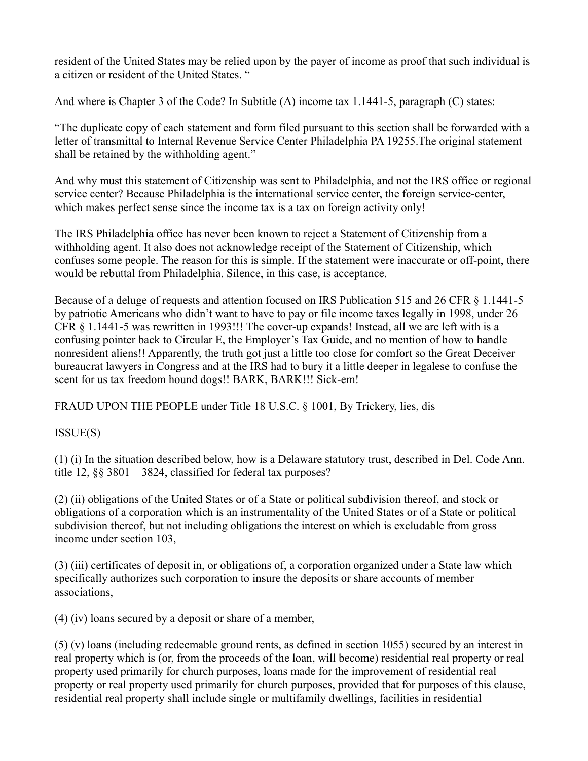resident of the United States may be relied upon by the payer of income as proof that such individual is a citizen or resident of the United States. "

And where is Chapter 3 of the Code? In Subtitle (A) income tax 1.1441-5, paragraph (C) states:

"The duplicate copy of each statement and form filed pursuant to this section shall be forwarded with a letter of transmittal to Internal Revenue Service Center Philadelphia PA 19255.The original statement shall be retained by the withholding agent."

And why must this statement of Citizenship was sent to Philadelphia, and not the IRS office or regional service center? Because Philadelphia is the international service center, the foreign service-center, which makes perfect sense since the income tax is a tax on foreign activity only!

The IRS Philadelphia office has never been known to reject a Statement of Citizenship from a withholding agent. It also does not acknowledge receipt of the Statement of Citizenship, which confuses some people. The reason for this is simple. If the statement were inaccurate or off-point, there would be rebuttal from Philadelphia. Silence, in this case, is acceptance.

Because of a deluge of requests and attention focused on IRS Publication 515 and 26 CFR § 1.1441-5 by patriotic Americans who didn't want to have to pay or file income taxes legally in 1998, under 26 CFR § 1.1441-5 was rewritten in 1993!!! The cover-up expands! Instead, all we are left with is a confusing pointer back to Circular E, the Employer's Tax Guide, and no mention of how to handle nonresident aliens!! Apparently, the truth got just a little too close for comfort so the Great Deceiver bureaucrat lawyers in Congress and at the IRS had to bury it a little deeper in legalese to confuse the scent for us tax freedom hound dogs!! BARK, BARK!!! Sick-em!

FRAUD UPON THE PEOPLE under Title 18 U.S.C. § 1001, By Trickery, lies, dis

ISSUE(S)

(1) (i) In the situation described below, how is a Delaware statutory trust, described in Del. Code Ann. title 12, §§ 3801 – 3824, classified for federal tax purposes?

(2) (ii) obligations of the United States or of a State or political subdivision thereof, and stock or obligations of a corporation which is an instrumentality of the United States or of a State or political subdivision thereof, but not including obligations the interest on which is excludable from gross income under section 103,

(3) (iii) certificates of deposit in, or obligations of, a corporation organized under a State law which specifically authorizes such corporation to insure the deposits or share accounts of member associations,

(4) (iv) loans secured by a deposit or share of a member,

(5) (v) loans (including redeemable ground rents, as defined in section 1055) secured by an interest in real property which is (or, from the proceeds of the loan, will become) residential real property or real property used primarily for church purposes, loans made for the improvement of residential real property or real property used primarily for church purposes, provided that for purposes of this clause, residential real property shall include single or multifamily dwellings, facilities in residential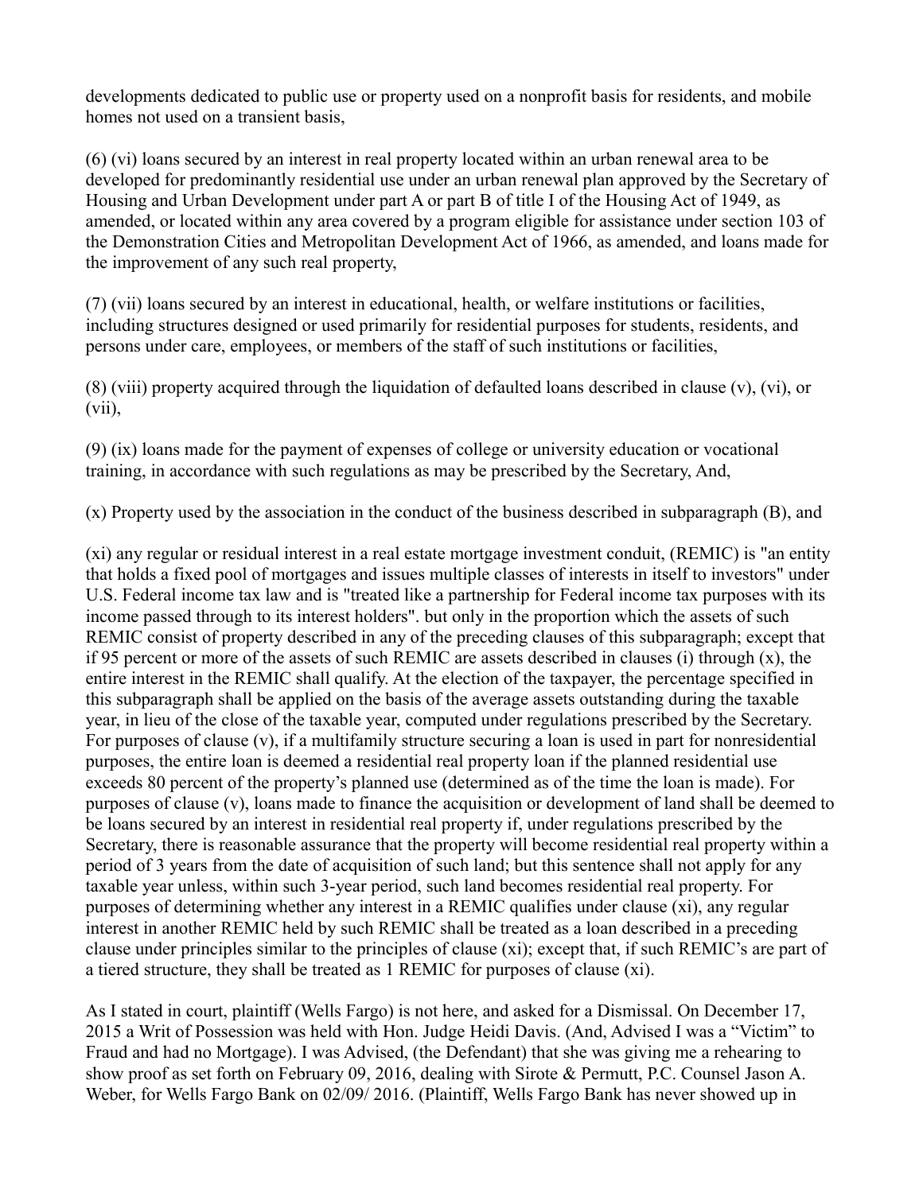developments dedicated to public use or property used on a nonprofit basis for residents, and mobile homes not used on a transient basis,

(6) (vi) loans secured by an interest in real property located within an urban renewal area to be developed for predominantly residential use under an urban renewal plan approved by the Secretary of Housing and Urban Development under part A or part B of title I of the Housing Act of 1949, as amended, or located within any area covered by a program eligible for assistance under section 103 of the Demonstration Cities and Metropolitan Development Act of 1966, as amended, and loans made for the improvement of any such real property,

(7) (vii) loans secured by an interest in educational, health, or welfare institutions or facilities, including structures designed or used primarily for residential purposes for students, residents, and persons under care, employees, or members of the staff of such institutions or facilities,

(8) (viii) property acquired through the liquidation of defaulted loans described in clause (v), (vi), or (vii),

(9) (ix) loans made for the payment of expenses of college or university education or vocational training, in accordance with such regulations as may be prescribed by the Secretary, And,

(x) Property used by the association in the conduct of the business described in subparagraph (B), and

(xi) any regular or residual interest in a real estate mortgage investment conduit, (REMIC) is "an entity that holds a fixed pool of mortgages and issues multiple classes of interests in itself to investors" under U.S. Federal income tax law and is "treated like a partnership for Federal income tax purposes with its income passed through to its interest holders". but only in the proportion which the assets of such REMIC consist of property described in any of the preceding clauses of this subparagraph; except that if 95 percent or more of the assets of such REMIC are assets described in clauses (i) through (x), the entire interest in the REMIC shall qualify. At the election of the taxpayer, the percentage specified in this subparagraph shall be applied on the basis of the average assets outstanding during the taxable year, in lieu of the close of the taxable year, computed under regulations prescribed by the Secretary. For purposes of clause (v), if a multifamily structure securing a loan is used in part for nonresidential purposes, the entire loan is deemed a residential real property loan if the planned residential use exceeds 80 percent of the property's planned use (determined as of the time the loan is made). For purposes of clause (v), loans made to finance the acquisition or development of land shall be deemed to be loans secured by an interest in residential real property if, under regulations prescribed by the Secretary, there is reasonable assurance that the property will become residential real property within a period of 3 years from the date of acquisition of such land; but this sentence shall not apply for any taxable year unless, within such 3-year period, such land becomes residential real property. For purposes of determining whether any interest in a REMIC qualifies under clause (xi), any regular interest in another REMIC held by such REMIC shall be treated as a loan described in a preceding clause under principles similar to the principles of clause (xi); except that, if such REMIC's are part of a tiered structure, they shall be treated as 1 REMIC for purposes of clause (xi).

As I stated in court, plaintiff (Wells Fargo) is not here, and asked for a Dismissal. On December 17, 2015 a Writ of Possession was held with Hon. Judge Heidi Davis. (And, Advised I was a "Victim" to Fraud and had no Mortgage). I was Advised, (the Defendant) that she was giving me a rehearing to show proof as set forth on February 09, 2016, dealing with Sirote & Permutt, P.C. Counsel Jason A. Weber, for Wells Fargo Bank on 02/09/ 2016. (Plaintiff, Wells Fargo Bank has never showed up in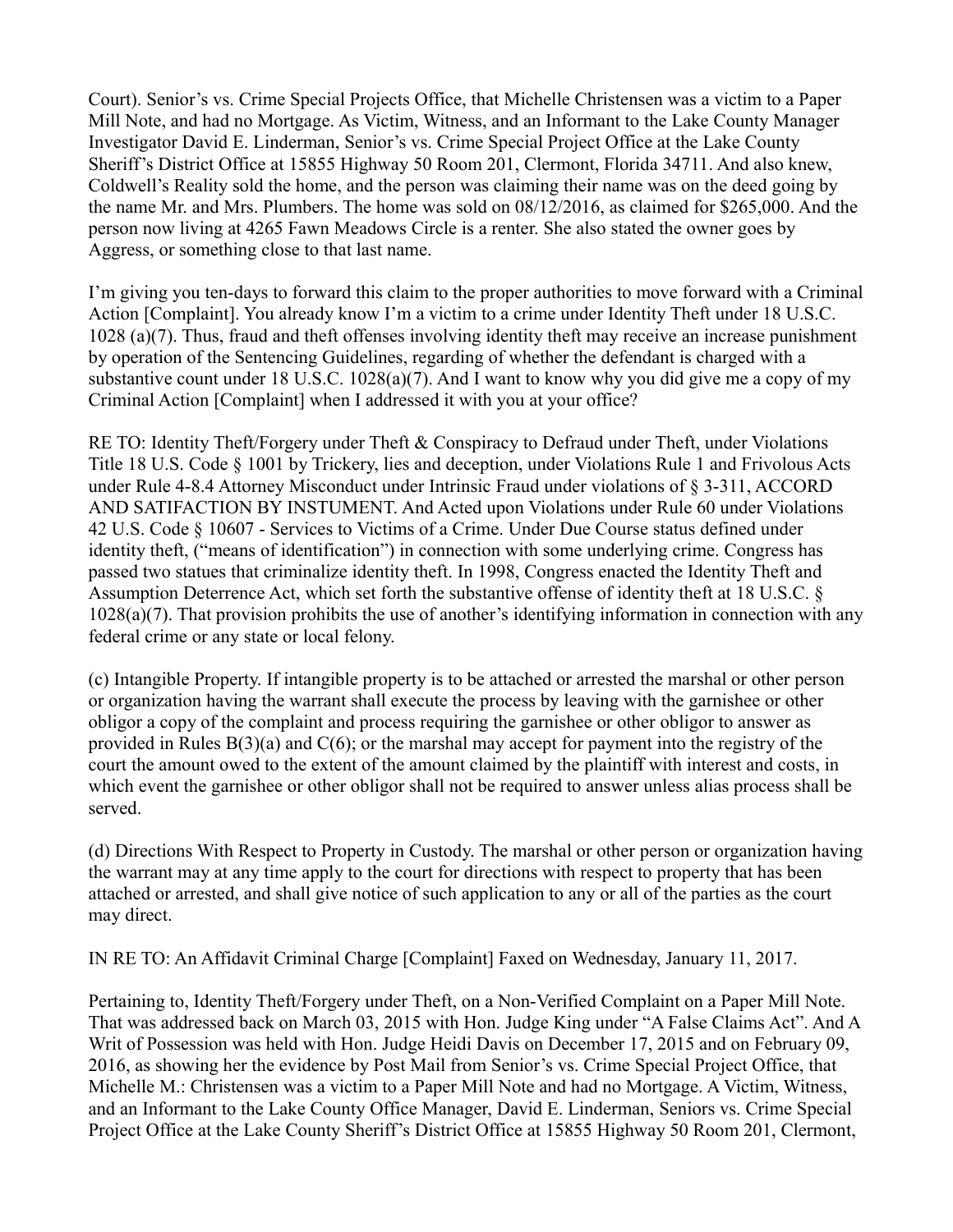Court). Senior's vs. Crime Special Projects Office, that Michelle Christensen was a victim to a Paper Mill Note, and had no Mortgage. As Victim, Witness, and an Informant to the Lake County Manager Investigator David E. Linderman, Senior's vs. Crime Special Project Office at the Lake County Sheriff's District Office at 15855 Highway 50 Room 201, Clermont, Florida 34711. And also knew, Coldwell's Reality sold the home, and the person was claiming their name was on the deed going by the name Mr. and Mrs. Plumbers. The home was sold on 08/12/2016, as claimed for $265,000. And the person now living at 4265 Fawn Meadows Circle is a renter. She also stated the owner goes by Aggress, or something close to that last name.

I'm giving you ten-days to forward this claim to the proper authorities to move forward with a Criminal Action [Complaint]. You already know I'm a victim to a crime under Identity Theft under 18 U.S.C. 1028 (a)(7). Thus, fraud and theft offenses involving identity theft may receive an increase punishment by operation of the Sentencing Guidelines, regarding of whether the defendant is charged with a substantive count under 18 U.S.C. 1028(a)(7). And I want to know why you did give me a copy of my Criminal Action [Complaint] when I addressed it with you at your office?

RE TO: Identity Theft/Forgery under Theft & Conspiracy to Defraud under Theft, under Violations Title 18 U.S. Code § 1001 by Trickery, lies and deception, under Violations Rule 1 and Frivolous Acts under Rule 4-8.4 Attorney Misconduct under Intrinsic Fraud under violations of § 3-311, ACCORD AND SATIFACTION BY INSTUMENT. And Acted upon Violations under Rule 60 under Violations 42 U.S. Code § 10607 - Services to Victims of a Crime. Under Due Course status defined under identity theft, ("means of identification") in connection with some underlying crime. Congress has passed two statues that criminalize identity theft. In 1998, Congress enacted the Identity Theft and Assumption Deterrence Act, which set forth the substantive offense of identity theft at 18 U.S.C. § 1028(a)(7). That provision prohibits the use of another's identifying information in connection with any federal crime or any state or local felony.

(c) Intangible Property. If intangible property is to be attached or arrested the marshal or other person or organization having the warrant shall execute the process by leaving with the garnishee or other obligor a copy of the complaint and process requiring the garnishee or other obligor to answer as provided in Rules B(3)(a) and C(6); or the marshal may accept for payment into the registry of the court the amount owed to the extent of the amount claimed by the plaintiff with interest and costs, in which event the garnishee or other obligor shall not be required to answer unless alias process shall be served.

(d) Directions With Respect to Property in Custody. The marshal or other person or organization having the warrant may at any time apply to the court for directions with respect to property that has been attached or arrested, and shall give notice of such application to any or all of the parties as the court may direct.

IN RE TO: An Affidavit Criminal Charge [Complaint] Faxed on Wednesday, January 11, 2017.

Pertaining to, Identity Theft/Forgery under Theft, on a Non-Verified Complaint on a Paper Mill Note. That was addressed back on March 03, 2015 with Hon. Judge King under "A False Claims Act". And A Writ of Possession was held with Hon. Judge Heidi Davis on December 17, 2015 and on February 09, 2016, as showing her the evidence by Post Mail from Senior's vs. Crime Special Project Office, that Michelle M.: Christensen was a victim to a Paper Mill Note and had no Mortgage. A Victim, Witness, and an Informant to the Lake County Office Manager, David E. Linderman, Seniors vs. Crime Special Project Office at the Lake County Sheriff's District Office at 15855 Highway 50 Room 201, Clermont,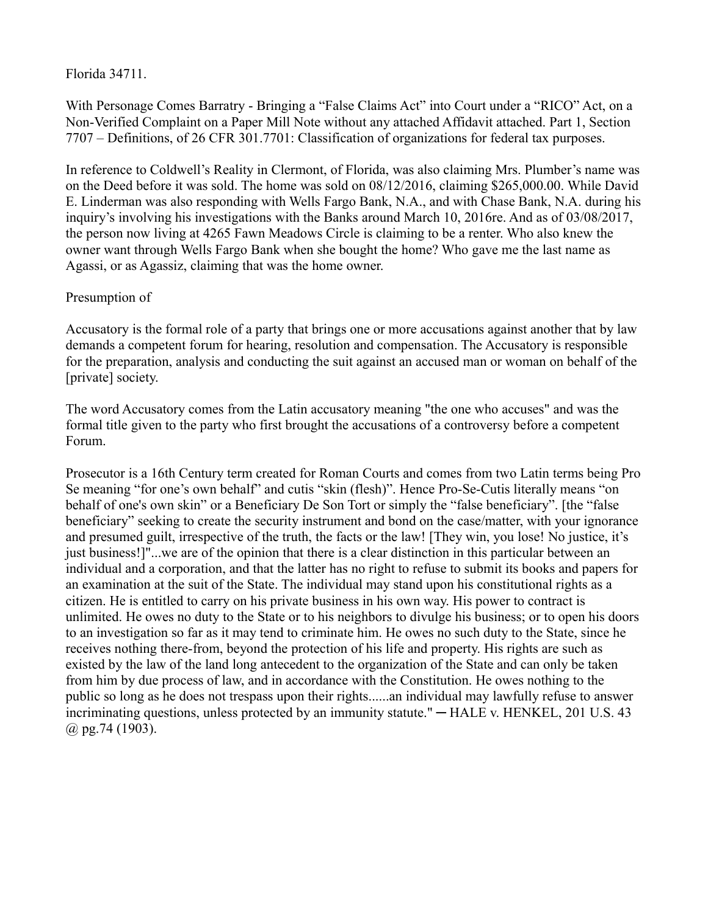Florida 34711.

With Personage Comes Barratry - Bringing a "False Claims Act" into Court under a "RICO" Act, on a Non-Verified Complaint on a Paper Mill Note without any attached Affidavit attached. Part 1, Section 7707 – Definitions, of 26 CFR 301.7701: Classification of organizations for federal tax purposes.

In reference to Coldwell's Reality in Clermont, of Florida, was also claiming Mrs. Plumber's name was on the Deed before it was sold. The home was sold on 08/12/2016, claiming $265,000.00. While David E. Linderman was also responding with Wells Fargo Bank, N.A., and with Chase Bank, N.A. during his inquiry's involving his investigations with the Banks around March 10, 2016re. And as of 03/08/2017, the person now living at 4265 Fawn Meadows Circle is claiming to be a renter. Who also knew the owner want through Wells Fargo Bank when she bought the home? Who gave me the last name as Agassi, or as Agassiz, claiming that was the home owner.

Presumption of

Accusatory is the formal role of a party that brings one or more accusations against another that by law demands a competent forum for hearing, resolution and compensation. The Accusatory is responsible for the preparation, analysis and conducting the suit against an accused man or woman on behalf of the [private] society.

The word Accusatory comes from the Latin accusatory meaning "the one who accuses" and was the formal title given to the party who first brought the accusations of a controversy before a competent Forum.

Prosecutor is a 16th Century term created for Roman Courts and comes from two Latin terms being Pro Se meaning "for one's own behalf" and cutis "skin (flesh)". Hence Pro-Se-Cutis literally means "on behalf of one's own skin" or a Beneficiary De Son Tort or simply the "false beneficiary". [the "false beneficiary" seeking to create the security instrument and bond on the case/matter, with your ignorance and presumed guilt, irrespective of the truth, the facts or the law! [They win, you lose! No justice, it's just business!]"...we are of the opinion that there is a clear distinction in this particular between an individual and a corporation, and that the latter has no right to refuse to submit its books and papers for an examination at the suit of the State. The individual may stand upon his constitutional rights as a citizen. He is entitled to carry on his private business in his own way. His power to contract is unlimited. He owes no duty to the State or to his neighbors to divulge his business; or to open his doors to an investigation so far as it may tend to criminate him. He owes no such duty to the State, since he receives nothing there-from, beyond the protection of his life and property. His rights are such as existed by the law of the land long antecedent to the organization of the State and can only be taken from him by due process of law, and in accordance with the Constitution. He owes nothing to the public so long as he does not trespass upon their rights......an individual may lawfully refuse to answer incriminating questions, unless protected by an immunity statute." ─ HALE v. HENKEL, 201 U.S. 43 @ pg.74 (1903).